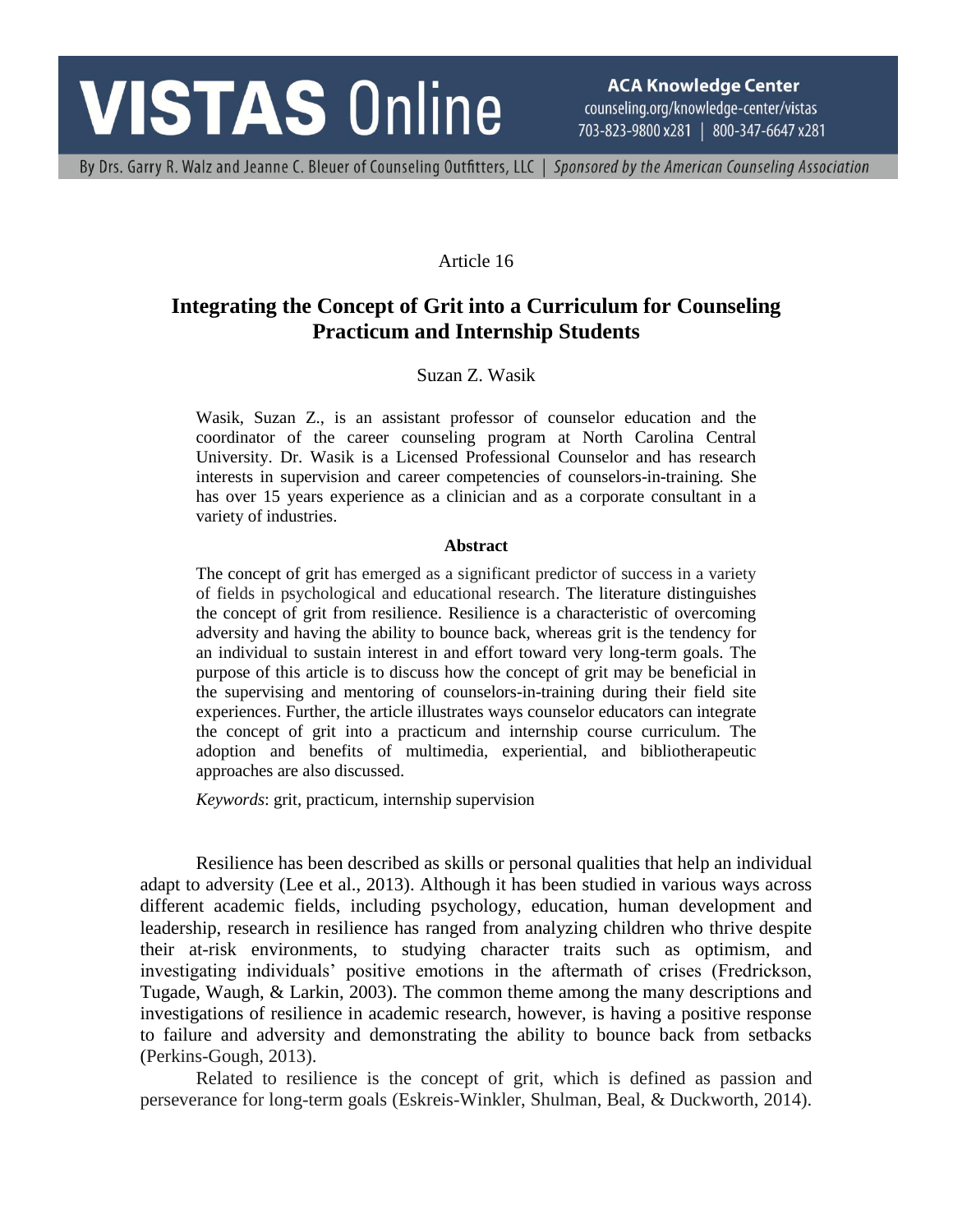Article 16

# Integrating the Concept of Grit into a Curriculum for Counseling Practicum and Internship Students

Suzan Z. Wasik

Wasik, Suzan Z., is an assistant professor of counselor education and the coordinator of the career counseling program at North Carolina Central University. Dr. Wasik is a Licensed Professional Counselor and has research interests in supervision and career competencies of counselors-in-training. She has over 15 years experience as a clinician and as a corporate consultant in a variety of industries.

### Abstract

The concept of grit has emerged as a significant predictor of success in a variety of fields in psychological and educational research. The literature distinguishes the concept of grit from resilience. Resilience is a characteristic of overcoming adversity and having the ability to bounce back, whereas grit is the tendency for an individual to sustain interest in and effort toward very long-term goals. The purpose of this article is to discuss how the concept of grit may be beneficial in the supervising and mentoring of counselors-in-training during their field site experiences. Further, the article illustrates ways counselor educators can integrate the concept of grit into a practicum and internship course curriculum. The adoption and benefits of multimedia, experiential, and bibliotherapeutic approaches are also discussed.

*Keywords*: grit, practicum, internship supervision

Resilience has been described as skills or personal qualities that help an individual adapt to adversity (Lee et al., 2013). Although it has been studied in various ways across different academic fields, including psychology, education, human development and leadership, research in resilience has ranged from analyzing children who thrive despite their at-risk environments, to studying character traits such as optimism, and investigating individuals' positive emotions in the aftermath of crises (Fredrickson, Tugade, Waugh, & Larkin, 2003). The common theme among the many descriptions and investigations of resilience in academic research, however, is having a positive response to failure and adversity and demonstrating the ability to bounce back from setbacks (Perkins-Gough, 2013).

Related to resilience is the concept of grit, which is defined as passion and perseverance for long-term goals (Eskreis-Winkler, Shulman, Beal, & Duckworth, 2014).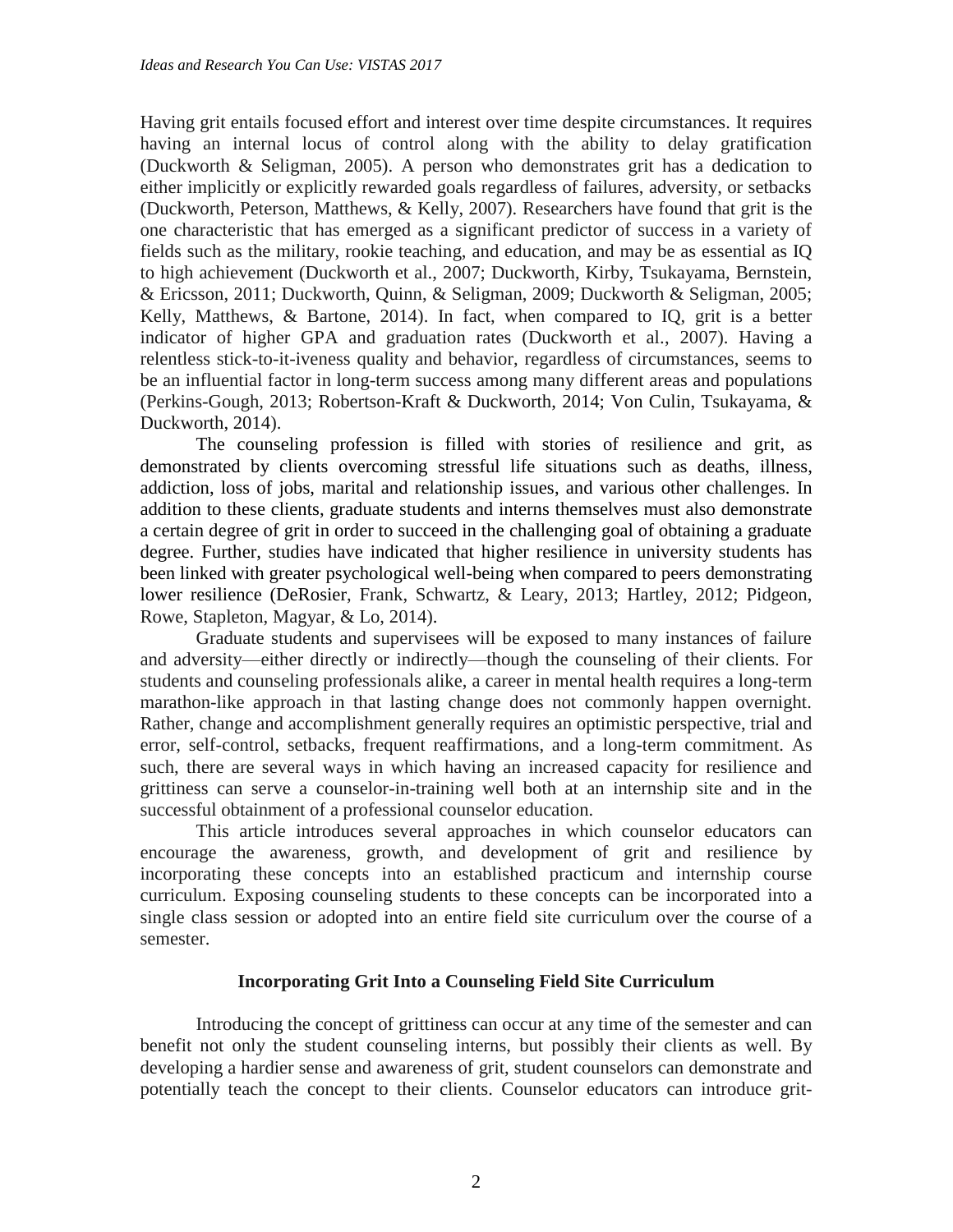Having grit entails focused effort and interest over time despite circumstances. It requires having an internal locus of control along with the ability to delay gratification (Duckworth & Seligman, 2005). A person who demonstrates grit has a dedication to either implicitly or explicitly rewarded goals regardless of failures, adversity, or setbacks (Duckworth, Peterson, Matthews, & Kelly, 2007). Researchers have found that grit is the one characteristic that has emerged as a significant predictor of success in a variety of fields such as the military, rookie teaching, and education, and may be as essential as IQ to high achievement (Duckworth et al., 2007; Duckworth, Kirby, Tsukayama, Bernstein, & Ericsson, 2011; Duckworth, Quinn, & Seligman, 2009; Duckworth & Seligman, 2005; Kelly, Matthews, & Bartone, 2014). In fact, when compared to IQ, grit is a better indicator of higher GPA and graduation rates (Duckworth et al., 2007). Having a relentless stick-to-it-iveness quality and behavior, regardless of circumstances, seems to be an influential factor in long-term success among many different areas and populations (Perkins-Gough, 2013; Robertson-Kraft & Duckworth, 2014; Von Culin, Tsukayama, & Duckworth, 2014).

The counseling profession is filled with stories of resilience and grit, as demonstrated by clients overcoming stressful life situations such as deaths, illness, addiction, loss of jobs, marital and relationship issues, and various other challenges. In addition to these clients, graduate students and interns themselves must also demonstrate a certain degree of grit in order to succeed in the challenging goal of obtaining a graduate degree. Further, studies have indicated that higher resilience in university students has been linked with greater psychological well-being when compared to peers demonstrating lower resilience (DeRosier, Frank, Schwartz, & Leary, 2013; Hartley, 2012; Pidgeon, Rowe, Stapleton, Magyar, & Lo, 2014).

Graduate students and supervisees will be exposed to many instances of failure and adversity—either directly or indirectly—though the counseling of their clients. For students and counseling professionals alike, a career in mental health requires a long-term marathon-like approach in that lasting change does not commonly happen overnight. Rather, change and accomplishment generally requires an optimistic perspective, trial and error, self-control, setbacks, frequent reaffirmations, and a long-term commitment. As such, there are several ways in which having an increased capacity for resilience and grittiness can serve a counselor-in-training well both at an internship site and in the successful obtainment of a professional counselor education.

This article introduces several approaches in which counselor educators can encourage the awareness, growth, and development of grit and resilience by incorporating these concepts into an established practicum and internship course curriculum. Exposing counseling students to these concepts can be incorporated into a single class session or adopted into an entire field site curriculum over the course of a semester.

## Incorporating Grit Into a Counseling Field Site Curriculum

Introducing the concept of grittiness can occur at any time of the semester and can benefit not only the student counseling interns, but possibly their clients as well. By developing a hardier sense and awareness of grit, student counselors can demonstrate and potentially teach the concept to their clients. Counselor educators can introduce grit-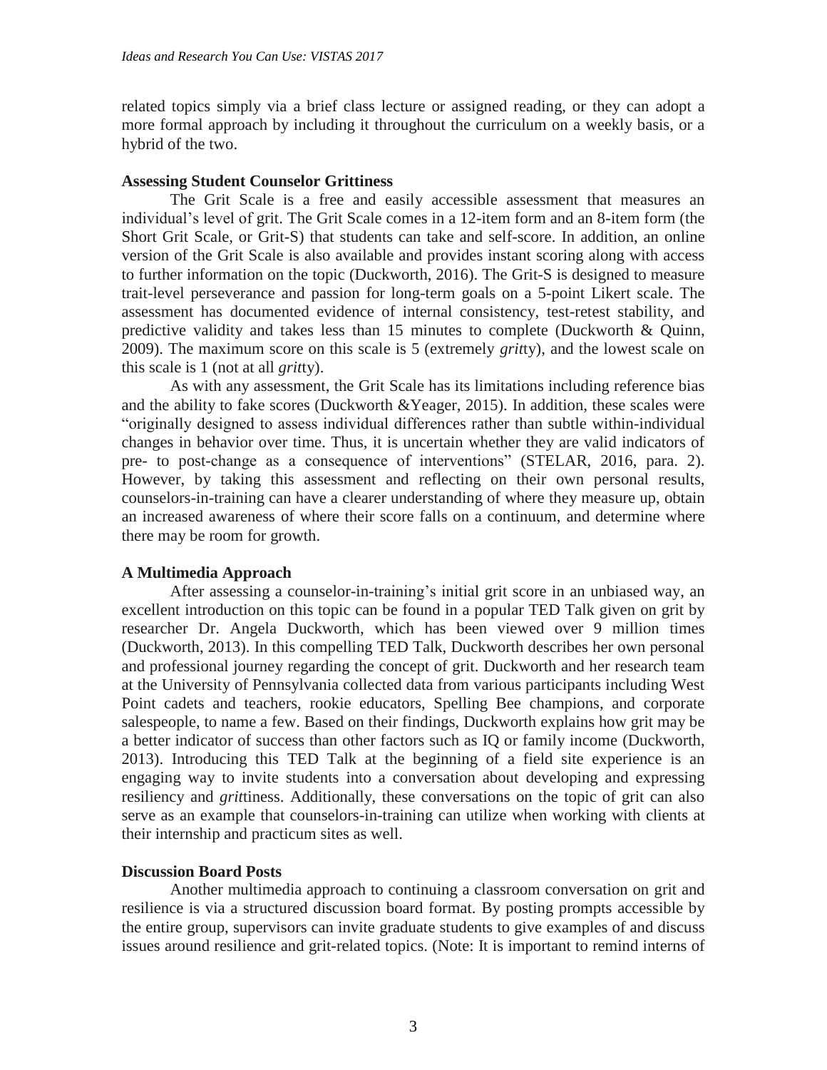related topics simply via a brief class lecture or assigned reading, or they can adopt a more formal approach by including it throughout the curriculum on a weekly basis, or a hybrid of the two.

### Assessing Student Counselor Grittiness

The Grit Scale is a free and easily accessible assessment that measures an individual's level of grit. The Grit Scale comes in a 12-item form and an 8-item form (the Short Grit Scale, or Grit-S) that students can take and self-score. In addition, an online version of the Grit Scale is also available and provides instant scoring along with access to further information on the topic (Duckworth, 2016). The Grit-S is designed to measure trait-level perseverance and passion for long-term goals on a 5-point Likert scale. The assessment has documented evidence of internal consistency, test-retest stability, and predictive validity and takes less than 15 minutes to complete (Duckworth & Quinn, 2009). The maximum score on this scale is 5 (extremely *grit*ty), and the lowest scale on this scale is 1 (not at all *grit*ty).

As with any assessment, the Grit Scale has its limitations including reference bias and the ability to fake scores (Duckworth &Yeager, 2015). In addition, these scales were "originally designed to assess individual differences rather than subtle within-individual changes in behavior over time. Thus, it is uncertain whether they are valid indicators of pre- to post-change as a consequence of interventions" (STELAR, 2016, para. 2). However, by taking this assessment and reflecting on their own personal results, counselors-in-training can have a clearer understanding of where they measure up, obtain an increased awareness of where their score falls on a continuum, and determine where there may be room for growth.

### A Multimedia Approach

After assessing a counselor-in-training's initial grit score in an unbiased way, an excellent introduction on this topic can be found in a popular TED Talk given on grit by researcher Dr. Angela Duckworth, which has been viewed over 9 million times (Duckworth, 2013). In this compelling TED Talk, Duckworth describes her own personal and professional journey regarding the concept of grit. Duckworth and her research team at the University of Pennsylvania collected data from various participants including West Point cadets and teachers, rookie educators, Spelling Bee champions, and corporate salespeople, to name a few. Based on their findings, Duckworth explains how grit may be a better indicator of success than other factors such as IQ or family income (Duckworth, 2013). Introducing this TED Talk at the beginning of a field site experience is an engaging way to invite students into a conversation about developing and expressing resiliency and *grit*tiness. Additionally, these conversations on the topic of grit can also serve as an example that counselors-in-training can utilize when working with clients at their internship and practicum sites as well.

### Discussion Board Posts

Another multimedia approach to continuing a classroom conversation on grit and resilience is via a structured discussion board format. By posting prompts accessible by the entire group, supervisors can invite graduate students to give examples of and discuss issues around resilience and grit-related topics. (Note: It is important to remind interns of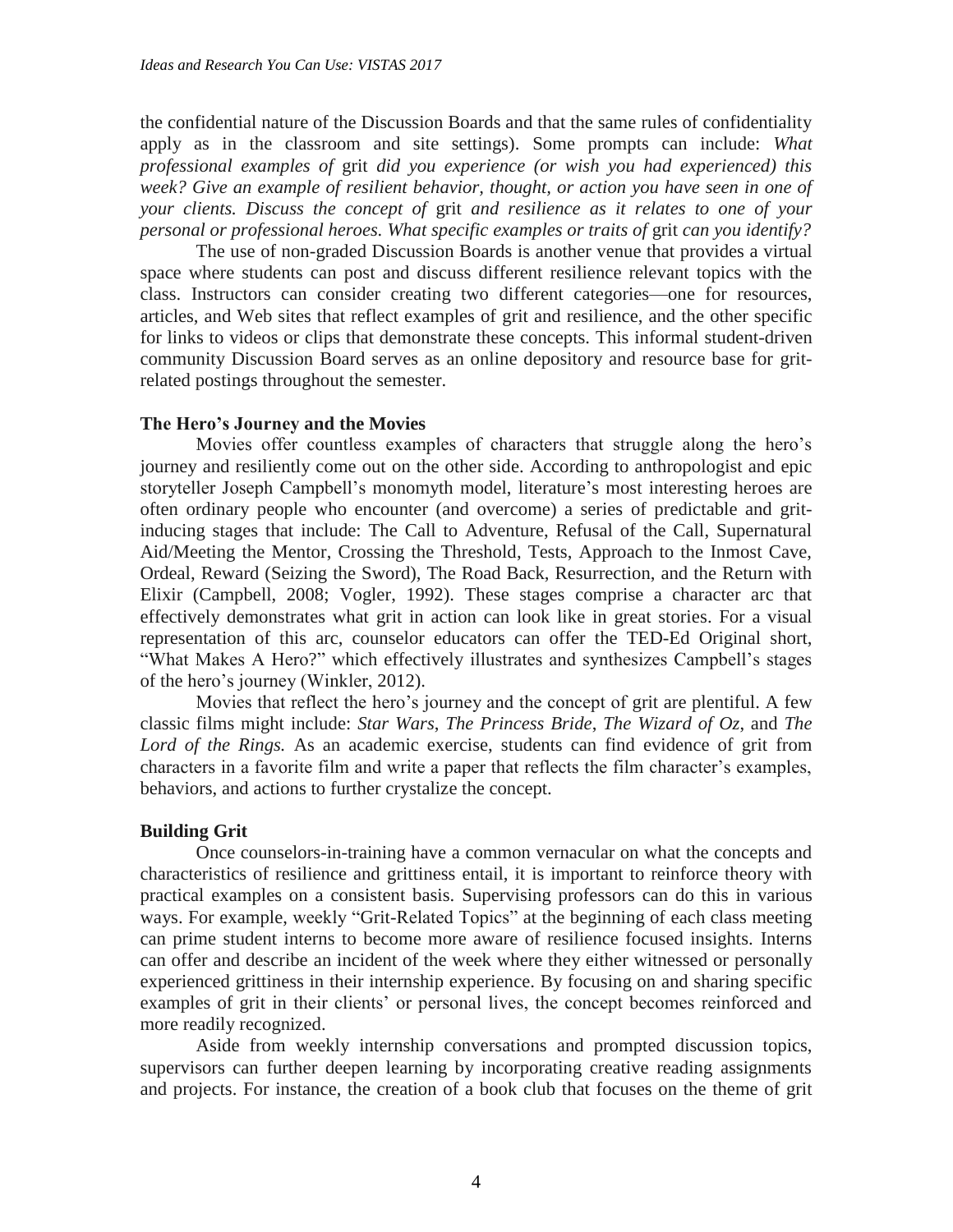the confidential nature of the Discussion Boards and that the same rules of confidentiality apply as in the classroom and site settings). Some prompts can include: *What professional examples of* grit *did you experience (or wish you had experienced) this week? Give an example of resilient behavior, thought, or action you have seen in one of your clients. Discuss the concept of* grit *and resilience as it relates to one of your personal or professional heroes. What specific examples or traits of* grit *can you identify?*

The use of non-graded Discussion Boards is another venue that provides a virtual space where students can post and discuss different resilience relevant topics with the class. Instructors can consider creating two different categories—one for resources, articles, and Web sites that reflect examples of grit and resilience, and the other specific for links to videos or clips that demonstrate these concepts. This informal student-driven community Discussion Board serves as an online depository and resource base for grit-related postings throughout the semester.

**The Hero's Journey and the Movies**

Movies offer countless examples of characters that struggle along the hero's journey and resiliently come out on the other side. According to anthropologist and epic storyteller Joseph Campbell's monomyth model, literature's most interesting heroes are often ordinary people who encounter (and overcome) a series of predictable and grit-inducing stages that include: The Call to Adventure, Refusal of the Call, Supernatural Aid/Meeting the Mentor, Crossing the Threshold, Tests, Approach to the Inmost Cave, Ordeal, Reward (Seizing the Sword), The Road Back, Resurrection, and the Return with Elixir (Campbell, 2008; Vogler, 1992). These stages comprise a character arc that effectively demonstrates what grit in action can look like in great stories. For a visual representation of this arc, counselor educators can offer the TED-Ed Original short, "What Makes A Hero?" which effectively illustrates and synthesizes Campbell's stages of the hero's journey (Winkler, 2012).

Movies that reflect the hero's journey and the concept of grit are plentiful. A few classic films might include: *Star Wars*, *The Princess Bride*, *The Wizard of Oz*, and *The Lord of the Rings.* As an academic exercise, students can find evidence of grit from characters in a favorite film and write a paper that reflects the film character's examples, behaviors, and actions to further crystalize the concept.

**Building Grit**

Once counselors-in-training have a common vernacular on what the concepts and characteristics of resilience and grittiness entail, it is important to reinforce theory with practical examples on a consistent basis. Supervising professors can do this in various ways. For example, weekly "Grit-Related Topics" at the beginning of each class meeting can prime student interns to become more aware of resilience focused insights. Interns can offer and describe an incident of the week where they either witnessed or personally experienced grittiness in their internship experience. By focusing on and sharing specific examples of grit in their clients' or personal lives, the concept becomes reinforced and more readily recognized.

Aside from weekly internship conversations and prompted discussion topics, supervisors can further deepen learning by incorporating creative reading assignments and projects. For instance, the creation of a book club that focuses on the theme of grit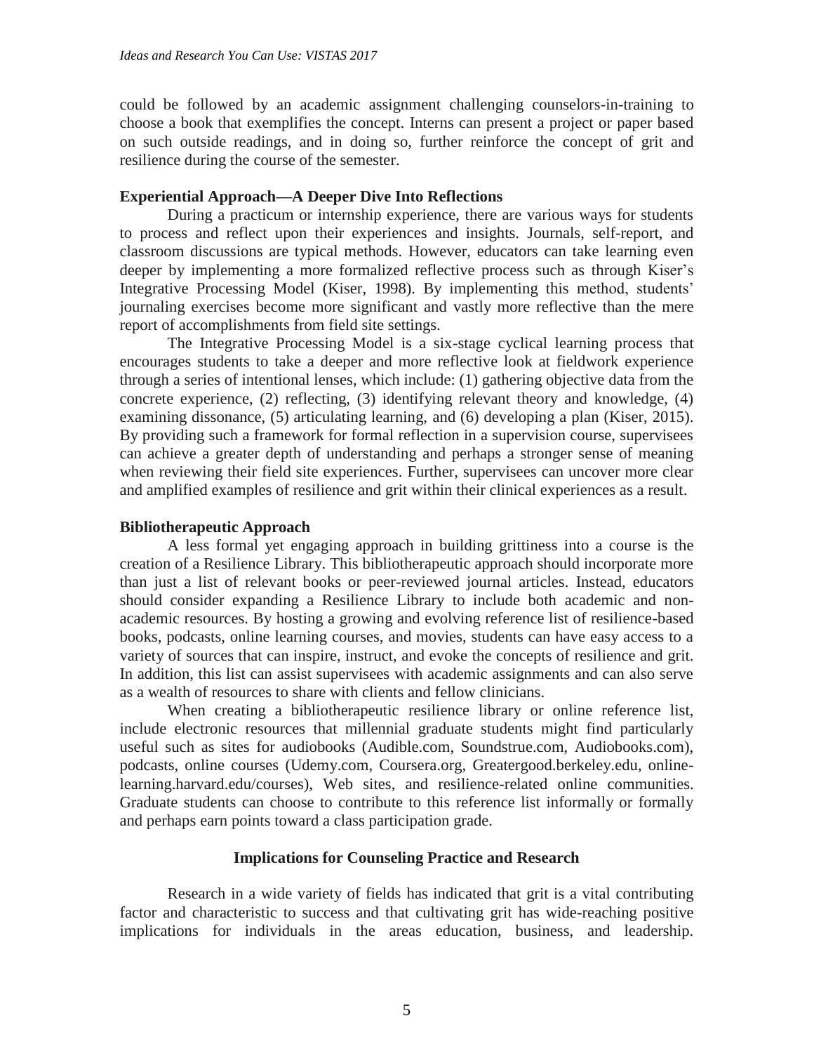could be followed by an academic assignment challenging counselors-in-training to choose a book that exemplifies the concept. Interns can present a project or paper based on such outside readings, and in doing so, further reinforce the concept of grit and resilience during the course of the semester.

**Experiential Approach—A Deeper Dive Into Reflections**

During a practicum or internship experience, there are various ways for students to process and reflect upon their experiences and insights. Journals, self-report, and classroom discussions are typical methods. However, educators can take learning even deeper by implementing a more formalized reflective process such as through Kiser's Integrative Processing Model (Kiser, 1998). By implementing this method, students' journaling exercises become more significant and vastly more reflective than the mere report of accomplishments from field site settings.

The Integrative Processing Model is a six-stage cyclical learning process that encourages students to take a deeper and more reflective look at fieldwork experience through a series of intentional lenses, which include: (1) gathering objective data from the concrete experience, (2) reflecting, (3) identifying relevant theory and knowledge, (4) examining dissonance, (5) articulating learning, and (6) developing a plan (Kiser, 2015). By providing such a framework for formal reflection in a supervision course, supervisees can achieve a greater depth of understanding and perhaps a stronger sense of meaning when reviewing their field site experiences. Further, supervisees can uncover more clear and amplified examples of resilience and grit within their clinical experiences as a result.

**Bibliotherapeutic Approach**

A less formal yet engaging approach in building grittiness into a course is the creation of a Resilience Library. This bibliotherapeutic approach should incorporate more than just a list of relevant books or peer-reviewed journal articles. Instead, educators should consider expanding a Resilience Library to include both academic and non-academic resources. By hosting a growing and evolving reference list of resilience-based books, podcasts, online learning courses, and movies, students can have easy access to a variety of sources that can inspire, instruct, and evoke the concepts of resilience and grit. In addition, this list can assist supervisees with academic assignments and can also serve as a wealth of resources to share with clients and fellow clinicians.

When creating a bibliotherapeutic resilience library or online reference list, include electronic resources that millennial graduate students might find particularly useful such as sites for audiobooks (Audible.com, Soundstrue.com, Audiobooks.com), podcasts, online courses (Udemy.com, Coursera.org, Greatergood.berkeley.edu, online-learning.harvard.edu/courses), Web sites, and resilience-related online communities. Graduate students can choose to contribute to this reference list informally or formally and perhaps earn points toward a class participation grade.

## Implications for Counseling Practice and Research

Research in a wide variety of fields has indicated that grit is a vital contributing factor and characteristic to success and that cultivating grit has wide-reaching positive implications for individuals in the areas education, business, and leadership.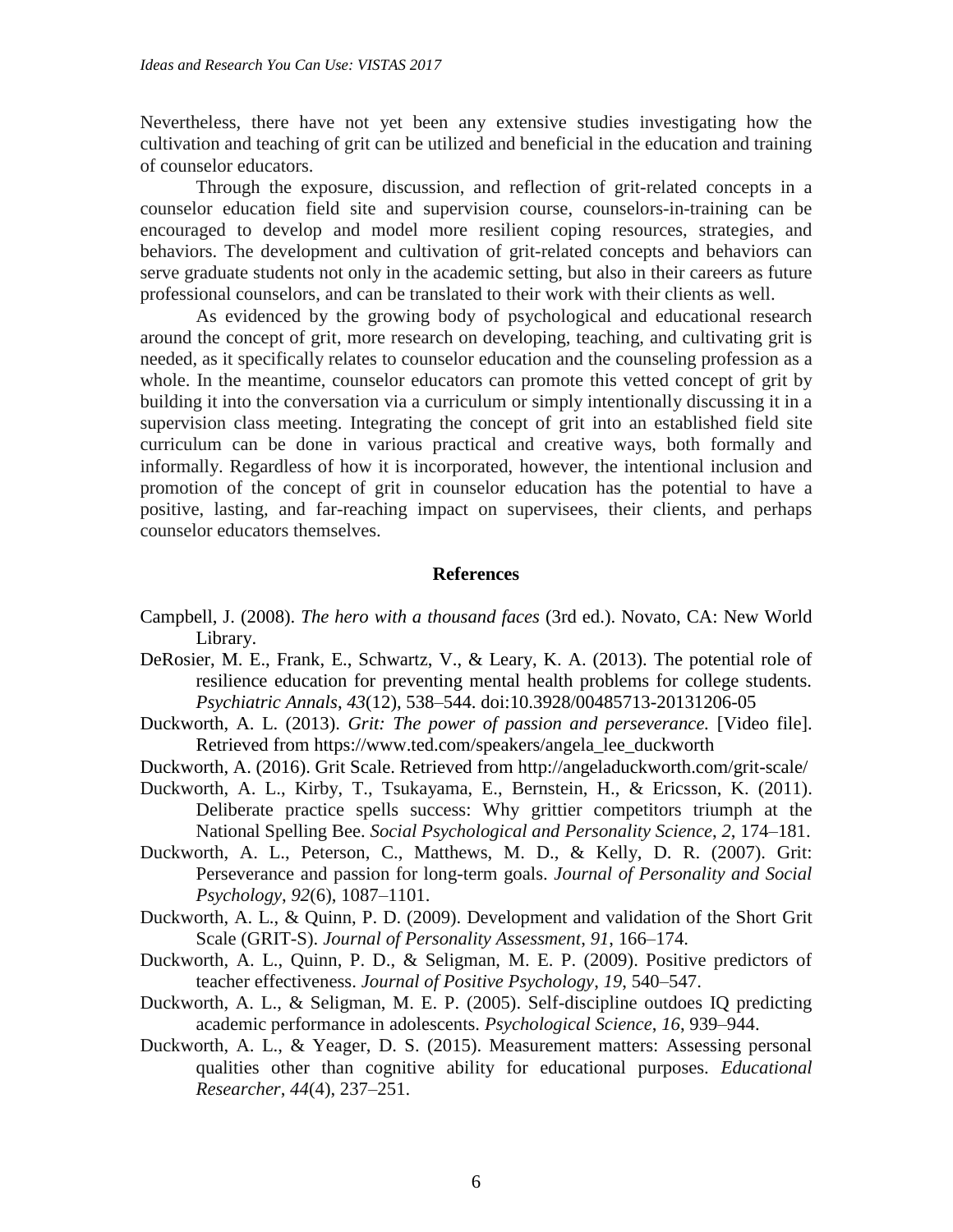Nevertheless, there have not yet been any extensive studies investigating how the cultivation and teaching of grit can be utilized and beneficial in the education and training of counselor educators.

Through the exposure, discussion, and reflection of grit-related concepts in a counselor education field site and supervision course, counselors-in-training can be encouraged to develop and model more resilient coping resources, strategies, and behaviors. The development and cultivation of grit-related concepts and behaviors can serve graduate students not only in the academic setting, but also in their careers as future professional counselors, and can be translated to their work with their clients as well.

As evidenced by the growing body of psychological and educational research around the concept of grit, more research on developing, teaching, and cultivating grit is needed, as it specifically relates to counselor education and the counseling profession as a whole. In the meantime, counselor educators can promote this vetted concept of grit by building it into the conversation via a curriculum or simply intentionally discussing it in a supervision class meeting. Integrating the concept of grit into an established field site curriculum can be done in various practical and creative ways, both formally and informally. Regardless of how it is incorporated, however, the intentional inclusion and promotion of the concept of grit in counselor education has the potential to have a positive, lasting, and far-reaching impact on supervisees, their clients, and perhaps counselor educators themselves.

## References

Campbell, J. (2008). *The hero with a thousand faces* (3rd ed.). Novato, CA: New World Library.

DeRosier, M. E., Frank, E., Schwartz, V., & Leary, K. A. (2013). The potential role of resilience education for preventing mental health problems for college students. *Psychiatric Annals*, *43*(12), 538–544. doi:10.3928/00485713-20131206-05

Duckworth, A. L. (2013). *Grit: The power of passion and perseverance.* [Video file]. Retrieved from https://www.ted.com/speakers/angela_lee_duckworth

Duckworth, A. (2016). Grit Scale. Retrieved from http://angeladuckworth.com/grit-scale/

Duckworth, A. L., Kirby, T., Tsukayama, E., Bernstein, H., & Ericsson, K. (2011). Deliberate practice spells success: Why grittier competitors triumph at the National Spelling Bee. *Social Psychological and Personality Science*, *2*, 174–181.

Duckworth, A. L., Peterson, C., Matthews, M. D., & Kelly, D. R. (2007). Grit: Perseverance and passion for long-term goals. *Journal of Personality and Social Psychology*, *92*(6), 1087–1101.

Duckworth, A. L., & Quinn, P. D. (2009). Development and validation of the Short Grit Scale (GRIT-S). *Journal of Personality Assessment*, *91*, 166–174.

Duckworth, A. L., Quinn, P. D., & Seligman, M. E. P. (2009). Positive predictors of teacher effectiveness. *Journal of Positive Psychology*, *19*, 540–547.

Duckworth, A. L., & Seligman, M. E. P. (2005). Self-discipline outdoes IQ predicting academic performance in adolescents. *Psychological Science*, *16*, 939–944.

Duckworth, A. L., & Yeager, D. S. (2015). Measurement matters: Assessing personal qualities other than cognitive ability for educational purposes. *Educational Researcher*, *44*(4), 237–251.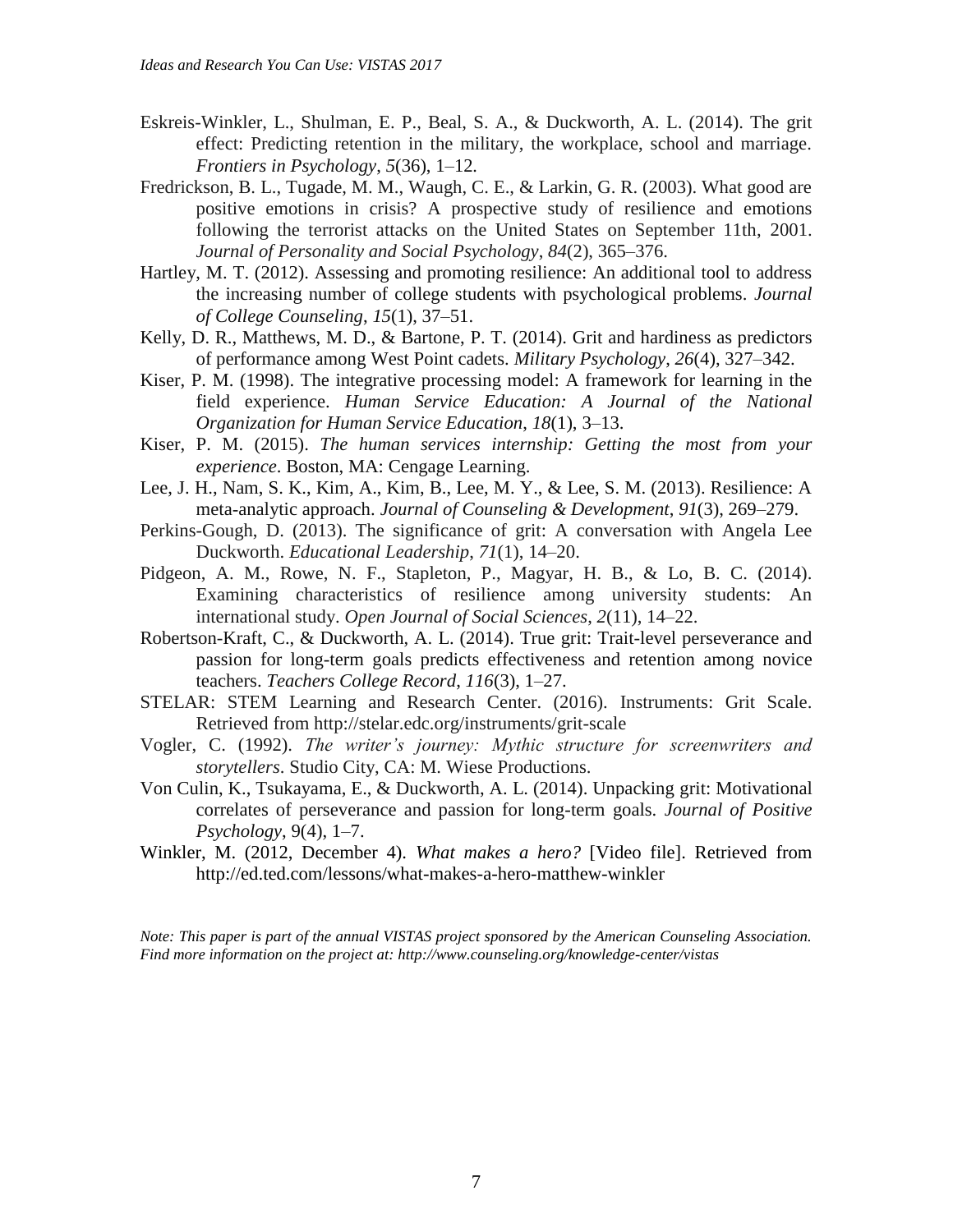Eskreis-Winkler, L., Shulman, E. P., Beal, S. A., & Duckworth, A. L. (2014). The grit effect: Predicting retention in the military, the workplace, school and marriage. *Frontiers in Psychology*, *5*(36), 1–12.

Fredrickson, B. L., Tugade, M. M., Waugh, C. E., & Larkin, G. R. (2003). What good are positive emotions in crisis? A prospective study of resilience and emotions following the terrorist attacks on the United States on September 11th, 2001. *Journal of Personality and Social Psychology*, *84*(2), 365–376.

Hartley, M. T. (2012). Assessing and promoting resilience: An additional tool to address the increasing number of college students with psychological problems. *Journal of College Counseling*, *15*(1), 37–51.

Kelly, D. R., Matthews, M. D., & Bartone, P. T. (2014). Grit and hardiness as predictors of performance among West Point cadets. *Military Psychology*, *26*(4), 327–342.

Kiser, P. M. (1998). The integrative processing model: A framework for learning in the field experience. *Human Service Education: A Journal of the National Organization for Human Service Education*, *18*(1), 3–13.

Kiser, P. M. (2015). *The human services internship: Getting the most from your experience*. Boston, MA: Cengage Learning.

Lee, J. H., Nam, S. K., Kim, A., Kim, B., Lee, M. Y., & Lee, S. M. (2013). Resilience: A meta-analytic approach. *Journal of Counseling & Development*, *91*(3), 269–279.

Perkins-Gough, D. (2013). The significance of grit: A conversation with Angela Lee Duckworth. *Educational Leadership*, *71*(1), 14–20.

Pidgeon, A. M., Rowe, N. F., Stapleton, P., Magyar, H. B., & Lo, B. C. (2014). Examining characteristics of resilience among university students: An international study. *Open Journal of Social Sciences*, *2*(11), 14–22.

Robertson-Kraft, C., & Duckworth, A. L. (2014). True grit: Trait-level perseverance and passion for long-term goals predicts effectiveness and retention among novice teachers. *Teachers College Record*, *116*(3), 1–27.

STELAR: STEM Learning and Research Center. (2016). Instruments: Grit Scale. Retrieved from http://stelar.edc.org/instruments/grit-scale

Vogler, C. (1992). *The writer's journey: Mythic structure for screenwriters and storytellers*. Studio City, CA: M. Wiese Productions.

Von Culin, K., Tsukayama, E., & Duckworth, A. L. (2014). Unpacking grit: Motivational correlates of perseverance and passion for long-term goals. *Journal of Positive Psychology*, 9(4), 1–7.

Winkler, M. (2012, December 4). *What makes a hero?* [Video file]. Retrieved from http://ed.ted.com/lessons/what-makes-a-hero-matthew-winkler

*Note: This paper is part of the annual VISTAS project sponsored by the American Counseling Association. Find more information on the project at: http://www.counseling.org/knowledge-center/vistas*